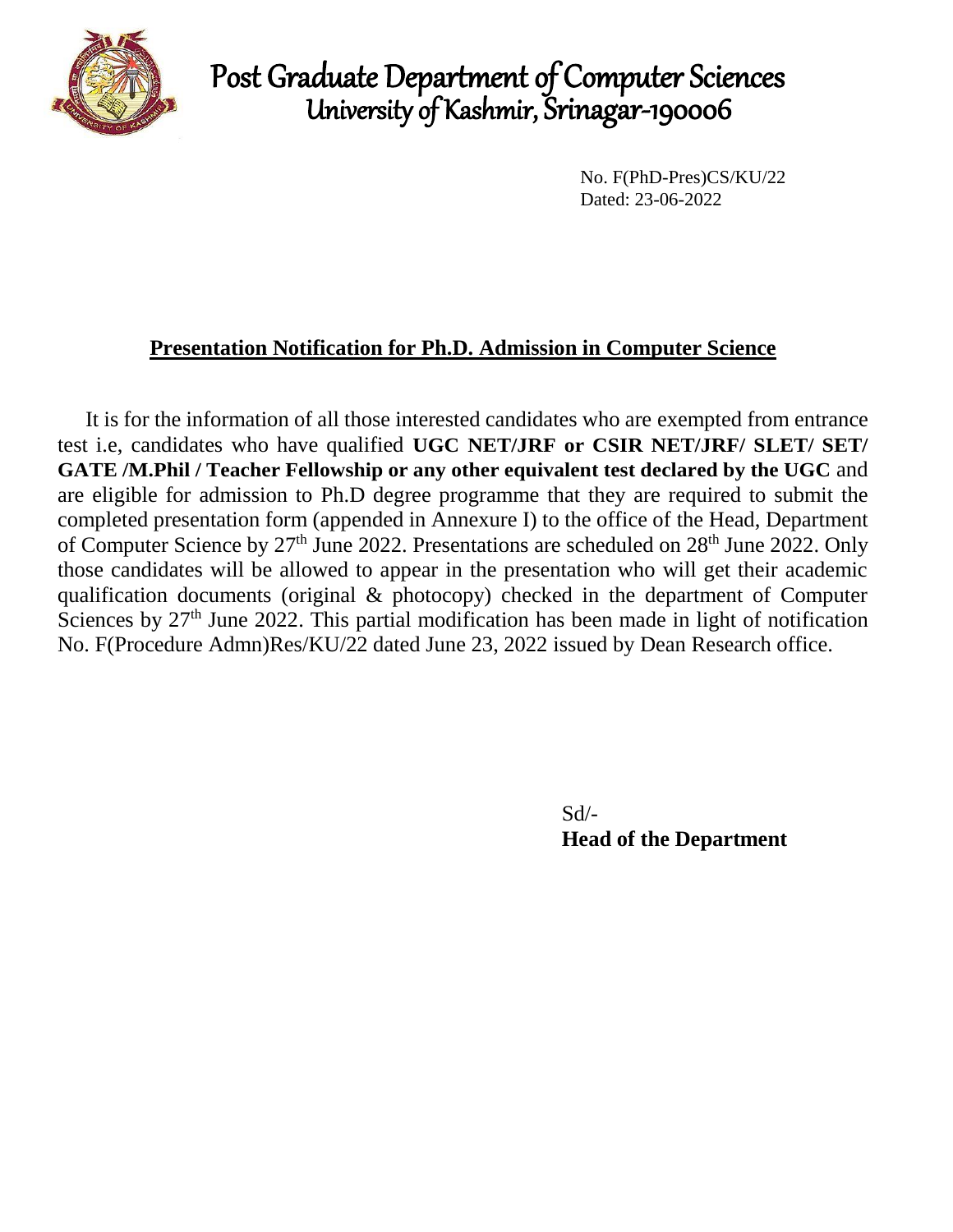# Post Graduate Department of Computer Sciences
## University of Kashmir, Srinagar-190006

No. F(PhD-Pres)CS/KU/22
Dated: 23-06-2022

## Presentation Notification for Ph.D. Admission in Computer Science

It is for the information of all those interested candidates who are exempted from entrance test i.e, candidates who have qualified **UGC NET/JRF or CSIR NET/JRF/ SLET/ SET/ GATE /M.Phil / Teacher Fellowship or any other equivalent test declared by the UGC** and are eligible for admission to Ph.D degree programme that they are required to submit the completed presentation form (appended in Annexure I) to the office of the Head, Department of Computer Science by 27th June 2022. Presentations are scheduled on 28th June 2022. Only those candidates will be allowed to appear in the presentation who will get their academic qualification documents (original & photocopy) checked in the department of Computer Sciences by 27th June 2022. This partial modification has been made in light of notification No. F(Procedure Admn)Res/KU/22 dated June 23, 2022 issued by Dean Research office.

Sd/-
**Head of the Department**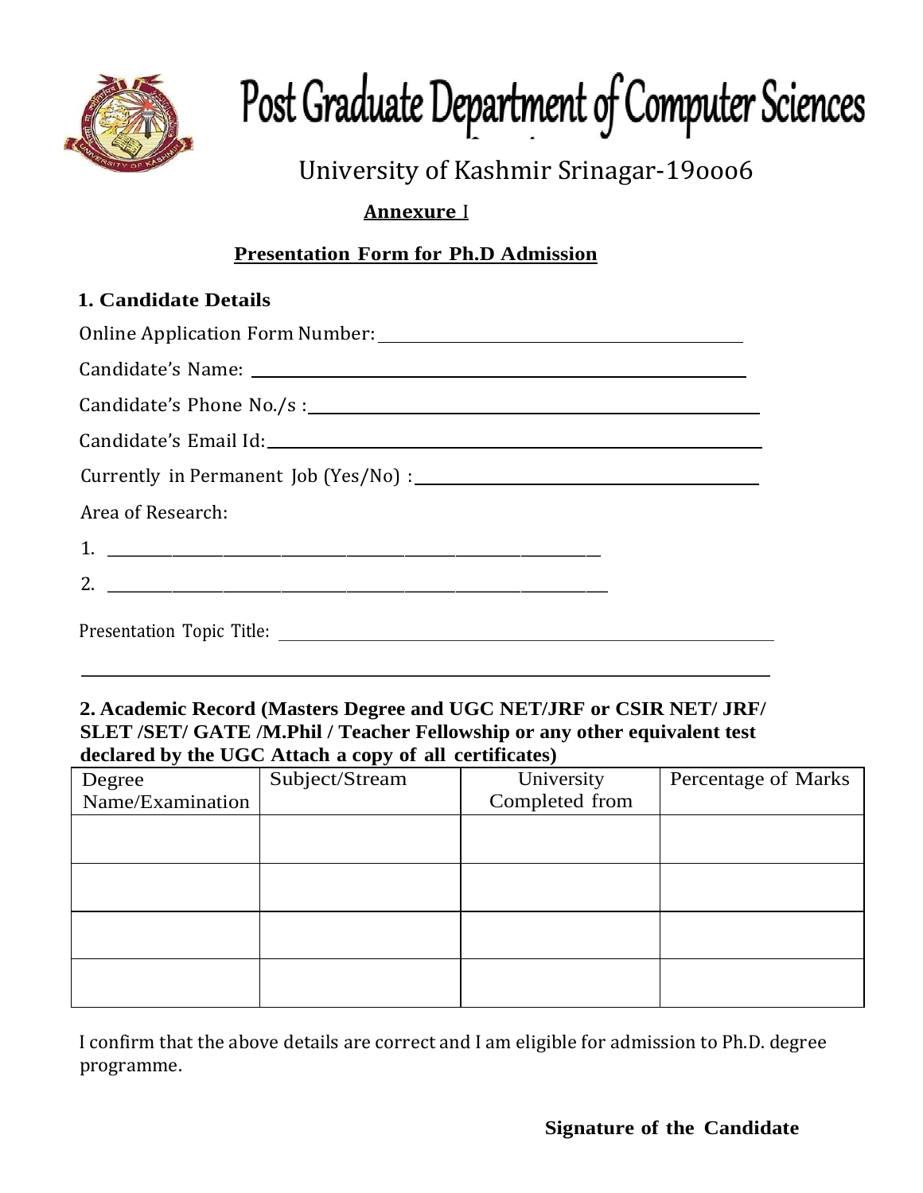# Post Graduate Department of Computer Sciences

University of Kashmir Srinagar-190006

**Annexure I**

**Presentation Form for Ph.D Admission**

### 1. Candidate Details

Online Application Form Number: ____________________

Candidate's Name: ____________________

Candidate's Phone No./s : ____________________

Candidate's Email Id: ____________________

Currently in Permanent Job (Yes/No) : ____________________

Area of Research:

1. ____________________
2. ____________________

Presentation Topic Title: ____________________

____________________

### 2. Academic Record (Masters Degree and UGC NET/JRF or CSIR NET/ JRF/ SLET /SET/ GATE /M.Phil / Teacher Fellowship or any other equivalent test declared by the UGC Attach a copy of all certificates)

| Degree Name/Examination | Subject/Stream | University Completed from | Percentage of Marks |
| --- | --- | --- | --- |
| | | | |
| | | | |
| | | | |
| | | | |

I confirm that the above details are correct and I am eligible for admission to Ph.D. degree programme.

**Signature of the Candidate**